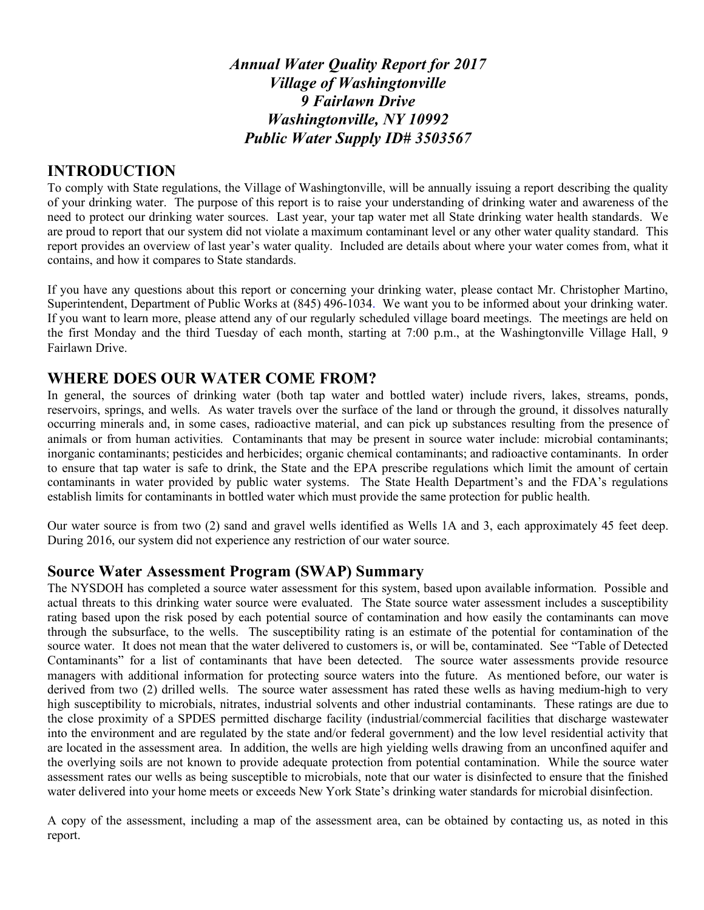***Annual Water Quality Report for 2017***
***Village of Washingtonville***
***9 Fairlawn Drive***
***Washingtonville, NY 10992***
***Public Water Supply ID# 3503567***

## INTRODUCTION

To comply with State regulations, the Village of Washingtonville, will be annually issuing a report describing the quality of your drinking water. The purpose of this report is to raise your understanding of drinking water and awareness of the need to protect our drinking water sources. Last year, your tap water met all State drinking water health standards. We are proud to report that our system did not violate a maximum contaminant level or any other water quality standard. This report provides an overview of last year's water quality. Included are details about where your water comes from, what it contains, and how it compares to State standards.

If you have any questions about this report or concerning your drinking water, please contact Mr. Christopher Martino, Superintendent, Department of Public Works at (845) 496-1034. We want you to be informed about your drinking water. If you want to learn more, please attend any of our regularly scheduled village board meetings. The meetings are held on the first Monday and the third Tuesday of each month, starting at 7:00 p.m., at the Washingtonville Village Hall, 9 Fairlawn Drive.

## WHERE DOES OUR WATER COME FROM?

In general, the sources of drinking water (both tap water and bottled water) include rivers, lakes, streams, ponds, reservoirs, springs, and wells. As water travels over the surface of the land or through the ground, it dissolves naturally occurring minerals and, in some cases, radioactive material, and can pick up substances resulting from the presence of animals or from human activities. Contaminants that may be present in source water include: microbial contaminants; inorganic contaminants; pesticides and herbicides; organic chemical contaminants; and radioactive contaminants. In order to ensure that tap water is safe to drink, the State and the EPA prescribe regulations which limit the amount of certain contaminants in water provided by public water systems. The State Health Department's and the FDA's regulations establish limits for contaminants in bottled water which must provide the same protection for public health.

Our water source is from two (2) sand and gravel wells identified as Wells 1A and 3, each approximately 45 feet deep. During 2016, our system did not experience any restriction of our water source.

### Source Water Assessment Program (SWAP) Summary

The NYSDOH has completed a source water assessment for this system, based upon available information. Possible and actual threats to this drinking water source were evaluated. The State source water assessment includes a susceptibility rating based upon the risk posed by each potential source of contamination and how easily the contaminants can move through the subsurface, to the wells. The susceptibility rating is an estimate of the potential for contamination of the source water. It does not mean that the water delivered to customers is, or will be, contaminated. See "Table of Detected Contaminants" for a list of contaminants that have been detected. The source water assessments provide resource managers with additional information for protecting source waters into the future. As mentioned before, our water is derived from two (2) drilled wells. The source water assessment has rated these wells as having medium-high to very high susceptibility to microbials, nitrates, industrial solvents and other industrial contaminants. These ratings are due to the close proximity of a SPDES permitted discharge facility (industrial/commercial facilities that discharge wastewater into the environment and are regulated by the state and/or federal government) and the low level residential activity that are located in the assessment area. In addition, the wells are high yielding wells drawing from an unconfined aquifer and the overlying soils are not known to provide adequate protection from potential contamination. While the source water assessment rates our wells as being susceptible to microbials, note that our water is disinfected to ensure that the finished water delivered into your home meets or exceeds New York State's drinking water standards for microbial disinfection.

A copy of the assessment, including a map of the assessment area, can be obtained by contacting us, as noted in this report.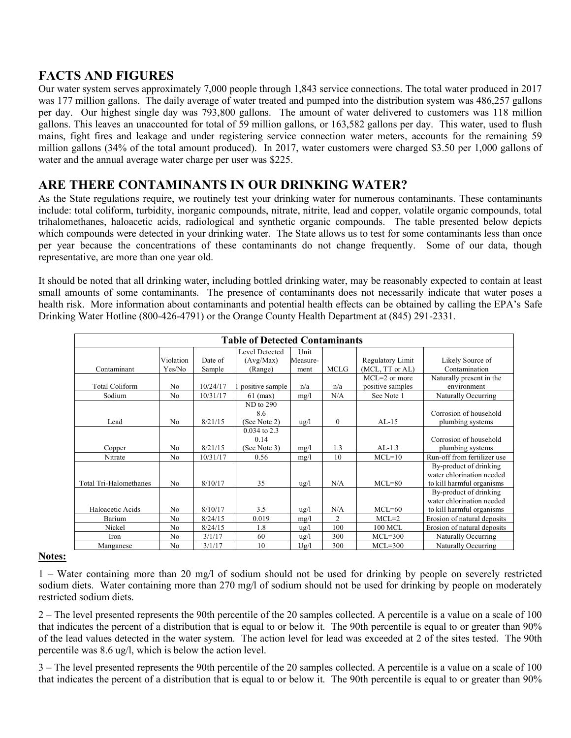## FACTS AND FIGURES

Our water system serves approximately 7,000 people through 1,843 service connections. The total water produced in 2017 was 177 million gallons. The daily average of water treated and pumped into the distribution system was 486,257 gallons per day. Our highest single day was 793,800 gallons. The amount of water delivered to customers was 118 million gallons. This leaves an unaccounted for total of 59 million gallons, or 163,582 gallons per day. This water, used to flush mains, fight fires and leakage and under registering service connection water meters, accounts for the remaining 59 million gallons (34% of the total amount produced). In 2017, water customers were charged $3.50 per 1,000 gallons of water and the annual average water charge per user was $225.

## ARE THERE CONTAMINANTS IN OUR DRINKING WATER?

As the State regulations require, we routinely test your drinking water for numerous contaminants. These contaminants include: total coliform, turbidity, inorganic compounds, nitrate, nitrite, lead and copper, volatile organic compounds, total trihalomethanes, haloacetic acids, radiological and synthetic organic compounds. The table presented below depicts which compounds were detected in your drinking water. The State allows us to test for some contaminants less than once per year because the concentrations of these contaminants do not change frequently. Some of our data, though representative, are more than one year old.

It should be noted that all drinking water, including bottled drinking water, may be reasonably expected to contain at least small amounts of some contaminants. The presence of contaminants does not necessarily indicate that water poses a health risk. More information about contaminants and potential health effects can be obtained by calling the EPA's Safe Drinking Water Hotline (800-426-4791) or the Orange County Health Department at (845) 291-2331.

**Table of Detected Contaminants**

| Contaminant | Violation Yes/No | Date of Sample | Level Detected (Avg/Max) (Range) | Unit Measure-ment | MCLG | Regulatory Limit (MCL, TT or AL) | Likely Source of Contamination |
|---|---|---|---|---|---|---|---|
| Total Coliform | No | 10/24/17 | 1 positive sample | n/a | n/a | MCL=2 or more positive samples | Naturally present in the environment |
| Sodium | No | 10/31/17 | 61 (max) | mg/l | N/A | See Note 1 | Naturally Occurring |
| Lead | No | 8/21/15 | ND to 290<br>8.6<br>(See Note 2) | ug/l | 0 | AL-15 | Corrosion of household plumbing systems |
| Copper | No | 8/21/15 | 0.034 to 2.3<br>0.14<br>(See Note 3) | mg/l | 1.3 | AL-1.3 | Corrosion of household plumbing systems |
| Nitrate | No | 10/31/17 | 0.56 | mg/l | 10 | MCL=10 | Run-off from fertilizer use |
| Total Tri-Halomethanes | No | 8/10/17 | 35 | ug/l | N/A | MCL=80 | By-product of drinking water chlorination needed to kill harmful organisms |
| Haloacetic Acids | No | 8/10/17 | 3.5 | ug/l | N/A | MCL=60 | By-product of drinking water chlorination needed to kill harmful organisms |
| Barium | No | 8/24/15 | 0.019 | mg/l | 2 | MCL=2 | Erosion of natural deposits |
| Nickel | No | 8/24/15 | 1.8 | ug/l | 100 | 100 MCL | Erosion of natural deposits |
| Iron | No | 3/1/17 | 60 | ug/l | 300 | MCL=300 | Naturally Occurring |
| Manganese | No | 3/1/17 | 10 | Ug/l | 300 | MCL=300 | Naturally Occurring |

**Notes:**

1 – Water containing more than 20 mg/l of sodium should not be used for drinking by people on severely restricted sodium diets. Water containing more than 270 mg/l of sodium should not be used for drinking by people on moderately restricted sodium diets.

2 – The level presented represents the 90th percentile of the 20 samples collected. A percentile is a value on a scale of 100 that indicates the percent of a distribution that is equal to or below it. The 90th percentile is equal to or greater than 90% of the lead values detected in the water system. The action level for lead was exceeded at 2 of the sites tested. The 90th percentile was 8.6 ug/l, which is below the action level.

3 – The level presented represents the 90th percentile of the 20 samples collected. A percentile is a value on a scale of 100 that indicates the percent of a distribution that is equal to or below it. The 90th percentile is equal to or greater than 90%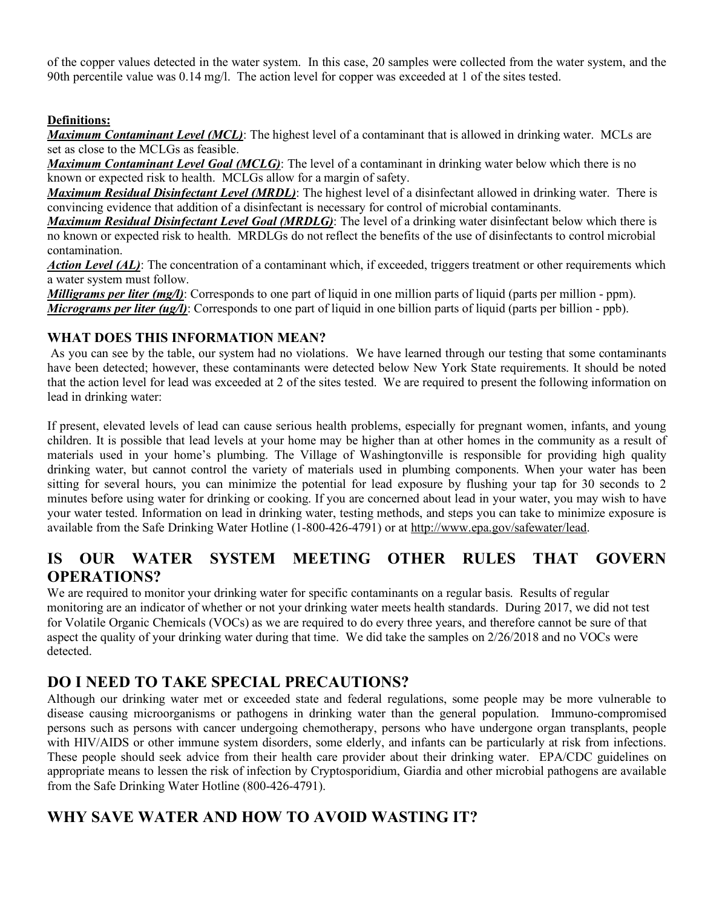of the copper values detected in the water system. In this case, 20 samples were collected from the water system, and the 90th percentile value was 0.14 mg/l. The action level for copper was exceeded at 1 of the sites tested.

**Definitions:**

***Maximum Contaminant Level (MCL)***: The highest level of a contaminant that is allowed in drinking water. MCLs are set as close to the MCLGs as feasible.

***Maximum Contaminant Level Goal (MCLG)***: The level of a contaminant in drinking water below which there is no known or expected risk to health. MCLGs allow for a margin of safety.

***Maximum Residual Disinfectant Level (MRDL)***: The highest level of a disinfectant allowed in drinking water. There is convincing evidence that addition of a disinfectant is necessary for control of microbial contaminants.

***Maximum Residual Disinfectant Level Goal (MRDLG)***: The level of a drinking water disinfectant below which there is no known or expected risk to health. MRDLGs do not reflect the benefits of the use of disinfectants to control microbial contamination.

***Action Level (AL)***: The concentration of a contaminant which, if exceeded, triggers treatment or other requirements which a water system must follow.

***Milligrams per liter (mg/l)***: Corresponds to one part of liquid in one million parts of liquid (parts per million - ppm).

***Micrograms per liter (ug/l)***: Corresponds to one part of liquid in one billion parts of liquid (parts per billion - ppb).

### WHAT DOES THIS INFORMATION MEAN?

As you can see by the table, our system had no violations. We have learned through our testing that some contaminants have been detected; however, these contaminants were detected below New York State requirements. It should be noted that the action level for lead was exceeded at 2 of the sites tested. We are required to present the following information on lead in drinking water:

If present, elevated levels of lead can cause serious health problems, especially for pregnant women, infants, and young children. It is possible that lead levels at your home may be higher than at other homes in the community as a result of materials used in your home's plumbing. The Village of Washingtonville is responsible for providing high quality drinking water, but cannot control the variety of materials used in plumbing components. When your water has been sitting for several hours, you can minimize the potential for lead exposure by flushing your tap for 30 seconds to 2 minutes before using water for drinking or cooking. If you are concerned about lead in your water, you may wish to have your water tested. Information on lead in drinking water, testing methods, and steps you can take to minimize exposure is available from the Safe Drinking Water Hotline (1-800-426-4791) or at http://www.epa.gov/safewater/lead.

## IS OUR WATER SYSTEM MEETING OTHER RULES THAT GOVERN OPERATIONS?

We are required to monitor your drinking water for specific contaminants on a regular basis. Results of regular monitoring are an indicator of whether or not your drinking water meets health standards. During 2017, we did not test for Volatile Organic Chemicals (VOCs) as we are required to do every three years, and therefore cannot be sure of that aspect the quality of your drinking water during that time. We did take the samples on 2/26/2018 and no VOCs were detected.

## DO I NEED TO TAKE SPECIAL PRECAUTIONS?

Although our drinking water met or exceeded state and federal regulations, some people may be more vulnerable to disease causing microorganisms or pathogens in drinking water than the general population. Immuno-compromised persons such as persons with cancer undergoing chemotherapy, persons who have undergone organ transplants, people with HIV/AIDS or other immune system disorders, some elderly, and infants can be particularly at risk from infections. These people should seek advice from their health care provider about their drinking water. EPA/CDC guidelines on appropriate means to lessen the risk of infection by Cryptosporidium, Giardia and other microbial pathogens are available from the Safe Drinking Water Hotline (800-426-4791).

## WHY SAVE WATER AND HOW TO AVOID WASTING IT?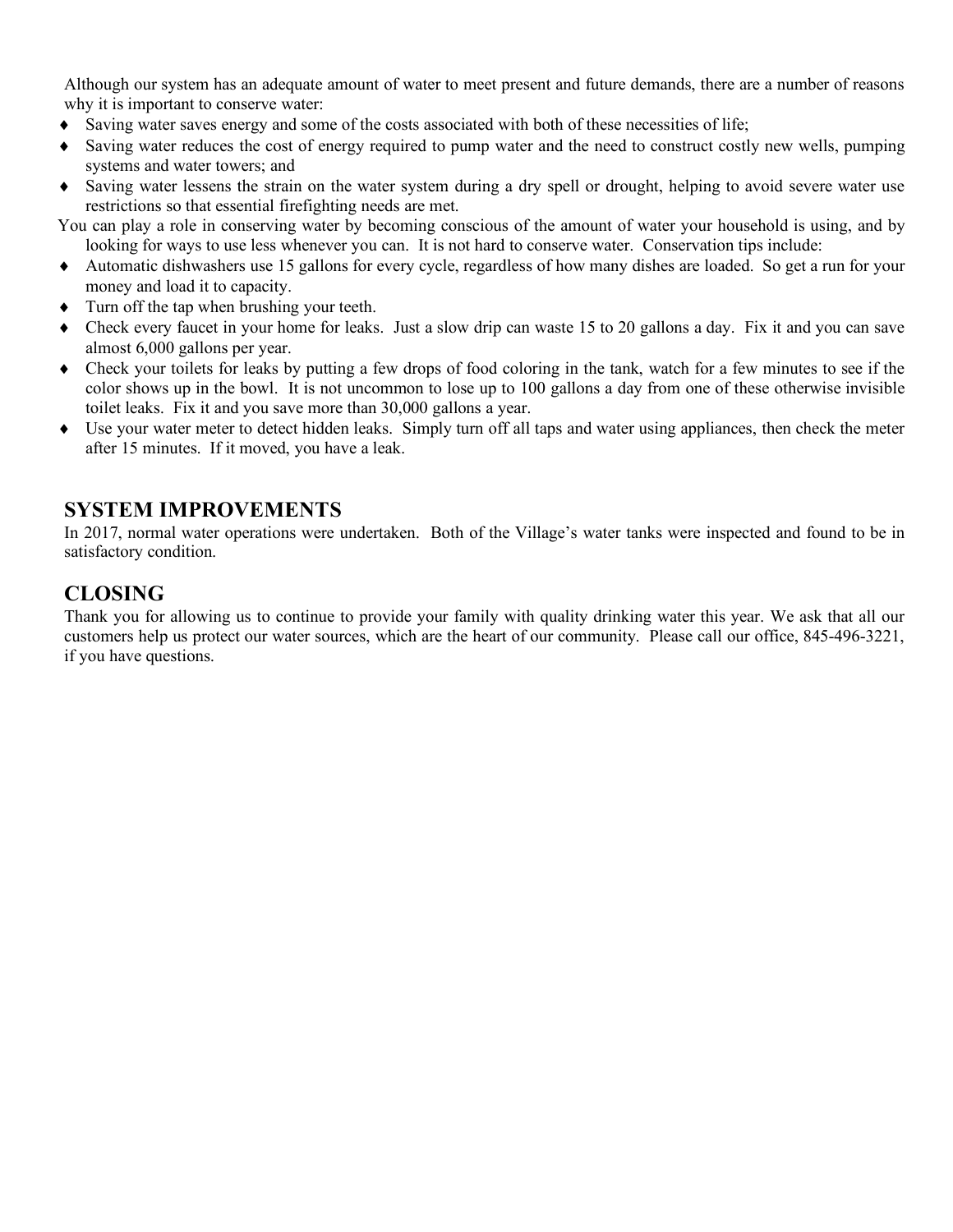Although our system has an adequate amount of water to meet present and future demands, there are a number of reasons why it is important to conserve water:

- Saving water saves energy and some of the costs associated with both of these necessities of life;
- Saving water reduces the cost of energy required to pump water and the need to construct costly new wells, pumping systems and water towers; and
- Saving water lessens the strain on the water system during a dry spell or drought, helping to avoid severe water use restrictions so that essential firefighting needs are met.

You can play a role in conserving water by becoming conscious of the amount of water your household is using, and by looking for ways to use less whenever you can. It is not hard to conserve water. Conservation tips include:

- Automatic dishwashers use 15 gallons for every cycle, regardless of how many dishes are loaded. So get a run for your money and load it to capacity.
- Turn off the tap when brushing your teeth.
- Check every faucet in your home for leaks. Just a slow drip can waste 15 to 20 gallons a day. Fix it and you can save almost 6,000 gallons per year.
- Check your toilets for leaks by putting a few drops of food coloring in the tank, watch for a few minutes to see if the color shows up in the bowl. It is not uncommon to lose up to 100 gallons a day from one of these otherwise invisible toilet leaks. Fix it and you save more than 30,000 gallons a year.
- Use your water meter to detect hidden leaks. Simply turn off all taps and water using appliances, then check the meter after 15 minutes. If it moved, you have a leak.

## SYSTEM IMPROVEMENTS

In 2017, normal water operations were undertaken. Both of the Village's water tanks were inspected and found to be in satisfactory condition.

## CLOSING

Thank you for allowing us to continue to provide your family with quality drinking water this year. We ask that all our customers help us protect our water sources, which are the heart of our community. Please call our office, 845-496-3221, if you have questions.